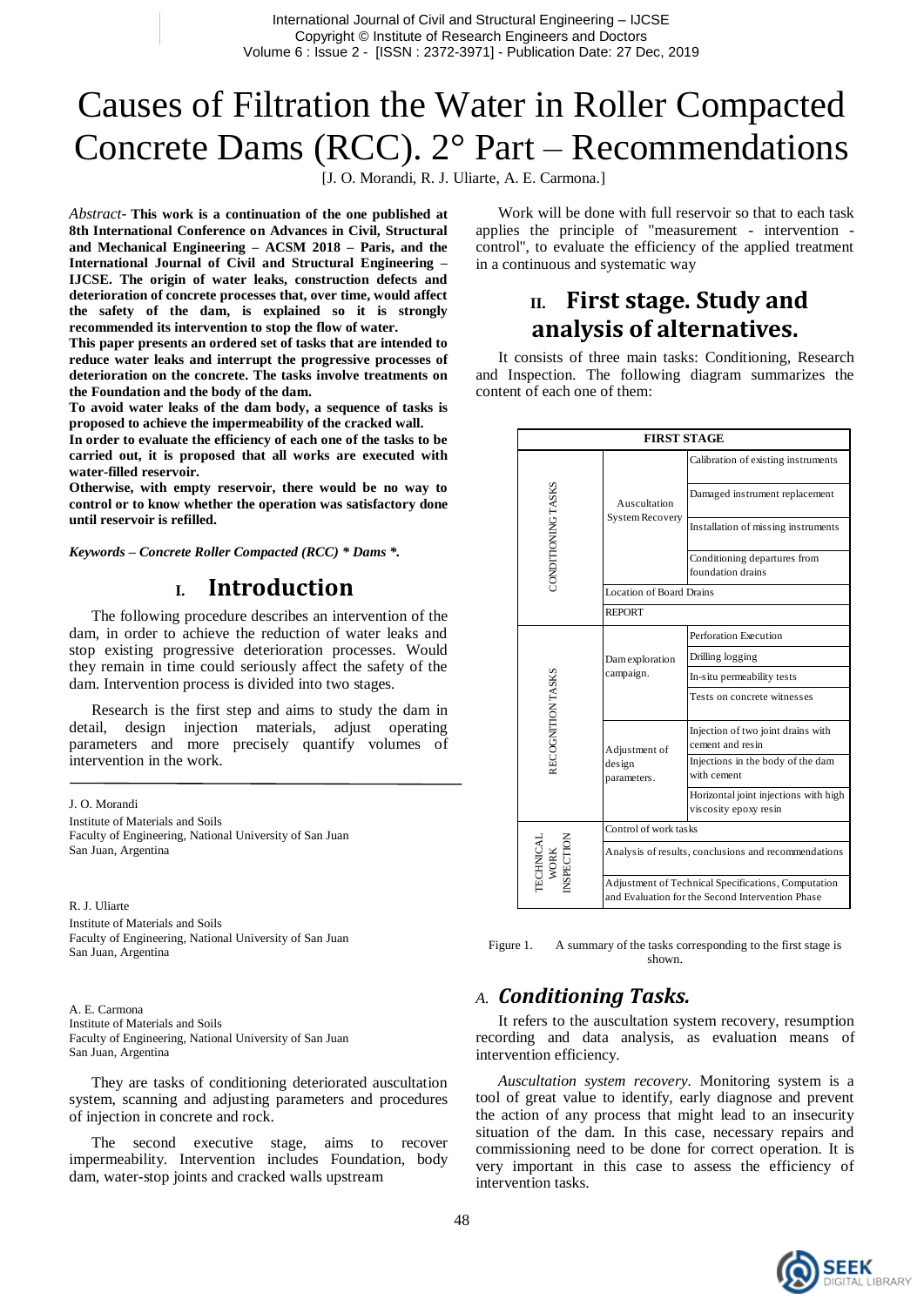# Causes of Filtration the Water in Roller Compacted Concrete Dams (RCC). 2° Part – Recommendations

[J. O. Morandi, R. J. Uliarte, A. E. Carmona.]

*Abstract-* **This work is a continuation of the one published at 8th International Conference on Advances in Civil, Structural and Mechanical Engineering – ACSM 2018 – Paris, and the International Journal of Civil and Structural Engineering – IJCSE. The origin of water leaks, construction defects and deterioration of concrete processes that, over time, would affect the safety of the dam, is explained so it is strongly recommended its intervention to stop the flow of water.**

**This paper presents an ordered set of tasks that are intended to reduce water leaks and interrupt the progressive processes of deterioration on the concrete. The tasks involve treatments on the Foundation and the body of the dam.**

**To avoid water leaks of the dam body, a sequence of tasks is proposed to achieve the impermeability of the cracked wall.**

**In order to evaluate the efficiency of each one of the tasks to be carried out, it is proposed that all works are executed with water-filled reservoir.**

**Otherwise, with empty reservoir, there would be no way to control or to know whether the operation was satisfactory done until reservoir is refilled.**

***Keywords – Concrete Roller Compacted (RCC) \* Dams \*.***

## I. Introduction

The following procedure describes an intervention of the dam, in order to achieve the reduction of water leaks and stop existing progressive deterioration processes. Would they remain in time could seriously affect the safety of the dam. Intervention process is divided into two stages.

Research is the first step and aims to study the dam in detail, design injection materials, adjust operating parameters and more precisely quantify volumes of intervention in the work.

J. O. Morandi
Institute of Materials and Soils
Faculty of Engineering, National University of San Juan
San Juan, Argentina

R. J. Uliarte
Institute of Materials and Soils
Faculty of Engineering, National University of San Juan
San Juan, Argentina

A. E. Carmona
Institute of Materials and Soils
Faculty of Engineering, National University of San Juan
San Juan, Argentina

They are tasks of conditioning deteriorated auscultation system, scanning and adjusting parameters and procedures of injection in concrete and rock.

The second executive stage, aims to recover impermeability. Intervention includes Foundation, body dam, water-stop joints and cracked walls upstream

Work will be done with full reservoir so that to each task applies the principle of "measurement - intervention - control", to evaluate the efficiency of the applied treatment in a continuous and systematic way

## II. First stage. Study and analysis of alternatives.

It consists of three main tasks: Conditioning, Research and Inspection. The following diagram summarizes the content of each one of them:

| FIRST STAGE | | |
|---|---|---|
| CONDITIONING TASKS | Auscultation System Recovery | Calibration of existing instruments |
| | | Damaged instrument replacement |
| | | Installation of missing instruments |
| | | Conditioning departures from foundation drains |
| | Location of Board Drains | |
| | REPORT | |
| RECOGNITION TASKS | Dam exploration campaign. | Perforation Execution |
| | | Drilling logging |
| | | In-situ permeability tests |
| | | Tests on concrete witnesses |
| | Adjustment of design parameters. | Injection of two joint drains with cement and resin |
| | | Injections in the body of the dam with cement |
| | | Horizontal joint injections with high viscosity epoxy resin |
| TECHNICAL WORK INSPECTION | Control of work tasks | |
| | Analysis of results, conclusions and recommendations | |
| | Adjustment of Technical Specifications, Computation and Evaluation for the Second Intervention Phase | |

Figure 1. A summary of the tasks corresponding to the first stage is shown.

### A. *Conditioning Tasks.*

It refers to the auscultation system recovery, resumption recording and data analysis, as evaluation means of intervention efficiency.

*Auscultation system recovery.* Monitoring system is a tool of great value to identify, early diagnose and prevent the action of any process that might lead to an insecurity situation of the dam. In this case, necessary repairs and commissioning need to be done for correct operation. It is very important in this case to assess the efficiency of intervention tasks.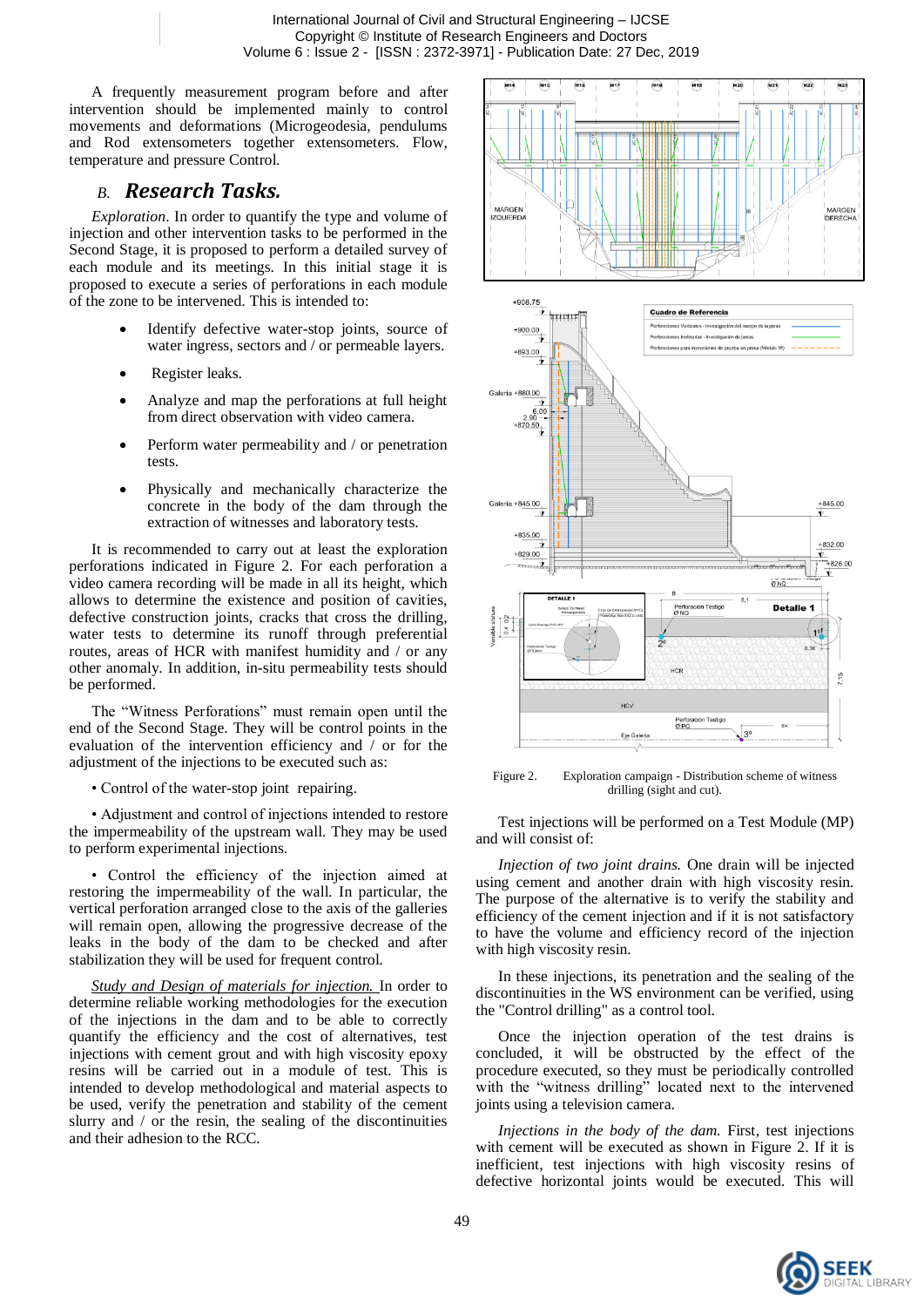A frequently measurement program before and after intervention should be implemented mainly to control movements and deformations (Microgeodesia, pendulums and Rod extensometers together extensometers. Flow, temperature and pressure Control.

## *B. Research Tasks.*

*Exploration*. In order to quantify the type and volume of injection and other intervention tasks to be performed in the Second Stage, it is proposed to perform a detailed survey of each module and its meetings. In this initial stage it is proposed to execute a series of perforations in each module of the zone to be intervened. This is intended to:

- Identify defective water-stop joints, source of water ingress, sectors and / or permeable layers.
- Register leaks.
- Analyze and map the perforations at full height from direct observation with video camera.
- Perform water permeability and / or penetration tests.
- Physically and mechanically characterize the concrete in the body of the dam through the extraction of witnesses and laboratory tests.

It is recommended to carry out at least the exploration perforations indicated in Figure 2. For each perforation a video camera recording will be made in all its height, which allows to determine the existence and position of cavities, defective construction joints, cracks that cross the drilling, water tests to determine its runoff through preferential routes, areas of HCR with manifest humidity and / or any other anomaly. In addition, in-situ permeability tests should be performed.

The "Witness Perforations" must remain open until the end of the Second Stage. They will be control points in the evaluation of the intervention efficiency and / or for the adjustment of the injections to be executed such as:

• Control of the water-stop joint repairing.

• Adjustment and control of injections intended to restore the impermeability of the upstream wall. They may be used to perform experimental injections.

• Control the efficiency of the injection aimed at restoring the impermeability of the wall. In particular, the vertical perforation arranged close to the axis of the galleries will remain open, allowing the progressive decrease of the leaks in the body of the dam to be checked and after stabilization they will be used for frequent control.

*Study and Design of materials for injection.* In order to determine reliable working methodologies for the execution of the injections in the dam and to be able to correctly quantify the efficiency and the cost of alternatives, test injections with cement grout and with high viscosity epoxy resins will be carried out in a module of test. This is intended to develop methodological and material aspects to be used, verify the penetration and stability of the cement slurry and / or the resin, the sealing of the discontinuities and their adhesion to the RCC.

Figure 2. Exploration campaign - Distribution scheme of witness drilling (sight and cut).

Test injections will be performed on a Test Module (MP) and will consist of:

*Injection of two joint drains.* One drain will be injected using cement and another drain with high viscosity resin. The purpose of the alternative is to verify the stability and efficiency of the cement injection and if it is not satisfactory to have the volume and efficiency record of the injection with high viscosity resin.

In these injections, its penetration and the sealing of the discontinuities in the WS environment can be verified, using the "Control drilling" as a control tool.

Once the injection operation of the test drains is concluded, it will be obstructed by the effect of the procedure executed, so they must be periodically controlled with the "witness drilling" located next to the intervened joints using a television camera.

*Injections in the body of the dam.* First, test injections with cement will be executed as shown in Figure 2. If it is inefficient, test injections with high viscosity resins of defective horizontal joints would be executed. This will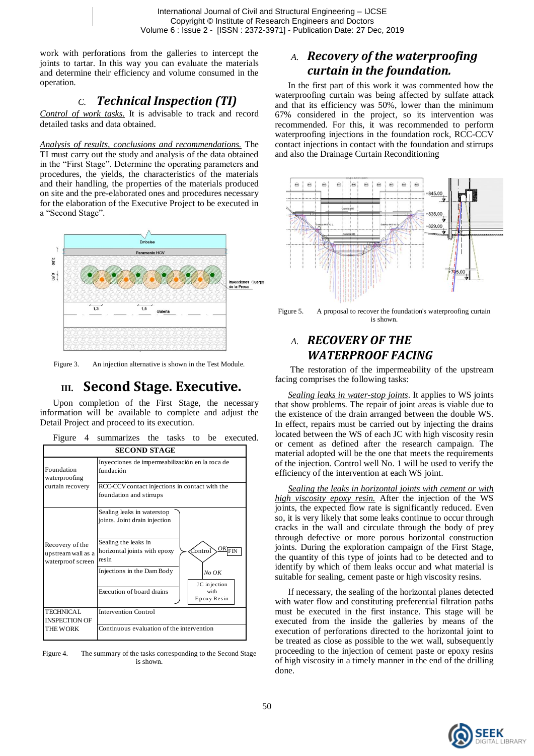work with perforations from the galleries to intercept the joints to tartar. In this way you can evaluate the materials and determine their efficiency and volume consumed in the operation.

### C. *Technical Inspection (TI)*

Control of work tasks. It is advisable to track and record detailed tasks and data obtained.

Analysis of results, conclusions and recommendations. The TI must carry out the study and analysis of the data obtained in the "First Stage". Determine the operating parameters and procedures, the yields, the characteristics of the materials and their handling, the properties of the materials produced on site and the pre-elaborated ones and procedures necessary for the elaboration of the Executive Project to be executed in a "Second Stage".

Figure 3. An injection alternative is shown in the Test Module.

## III. Second Stage. Executive.

Upon completion of the First Stage, the necessary information will be available to complete and adjust the Detail Project and proceed to its execution.

Figure 4 summarizes the tasks to be executed.

| SECOND STAGE | | |
|---|---|---|
| Foundation waterproofing curtain recovery | Inyecciones de impermeabilización en la roca de fundación | |
| | RCC-CCV contact injections in contact with the foundation and stirrups | |
| Recovery of the upstream wall as a waterproof screen | Sealing leaks in waterstop joints. Joint drain injection | Control → OK → FIN; No OK → JC injection with Epoxy Resin |
| | Sealing the leaks in horizontal joints with epoxy resin | |
| | Injections in the Dam Body | |
| | Execution of board drains | |
| TECHNICAL INSPECTION OF THE WORK | Intervention Control | |
| | Continuous evaluation of the intervention | |

Figure 4. The summary of the tasks corresponding to the Second Stage is shown.

### A. *Recovery of the waterproofing curtain in the foundation.*

In the first part of this work it was commented how the waterproofing curtain was being affected by sulfate attack and that its efficiency was 50%, lower than the minimum 67% considered in the project, so its intervention was recommended. For this, it was recommended to perform waterproofing injections in the foundation rock, RCC-CCV contact injections in contact with the foundation and stirrups and also the Drainage Curtain Reconditioning

Figure 5. A proposal to recover the foundation's waterproofing curtain is shown.

### A. *RECOVERY OF THE WATERPROOF FACING*

The restoration of the impermeability of the upstream facing comprises the following tasks:

Sealing leaks in water-stop joints. It applies to WS joints that show problems. The repair of joint areas is viable due to the existence of the drain arranged between the double WS. In effect, repairs must be carried out by injecting the drains located between the WS of each JC with high viscosity resin or cement as defined after the research campaign. The material adopted will be the one that meets the requirements of the injection. Control well No. 1 will be used to verify the efficiency of the intervention at each WS joint.

Sealing the leaks in horizontal joints with cement or with high viscosity epoxy resin. After the injection of the WS joints, the expected flow rate is significantly reduced. Even so, it is very likely that some leaks continue to occur through cracks in the wall and circulate through the body of prey through defective or more porous horizontal construction joints. During the exploration campaign of the First Stage, the quantity of this type of joints had to be detected and to identify by which of them leaks occur and what material is suitable for sealing, cement paste or high viscosity resins.

If necessary, the sealing of the horizontal planes detected with water flow and constituting preferential filtration paths must be executed in the first instance. This stage will be executed from the inside the galleries by means of the execution of perforations directed to the horizontal joint to be treated as close as possible to the wet wall, subsequently proceeding to the injection of cement paste or epoxy resins of high viscosity in a timely manner in the end of the drilling done.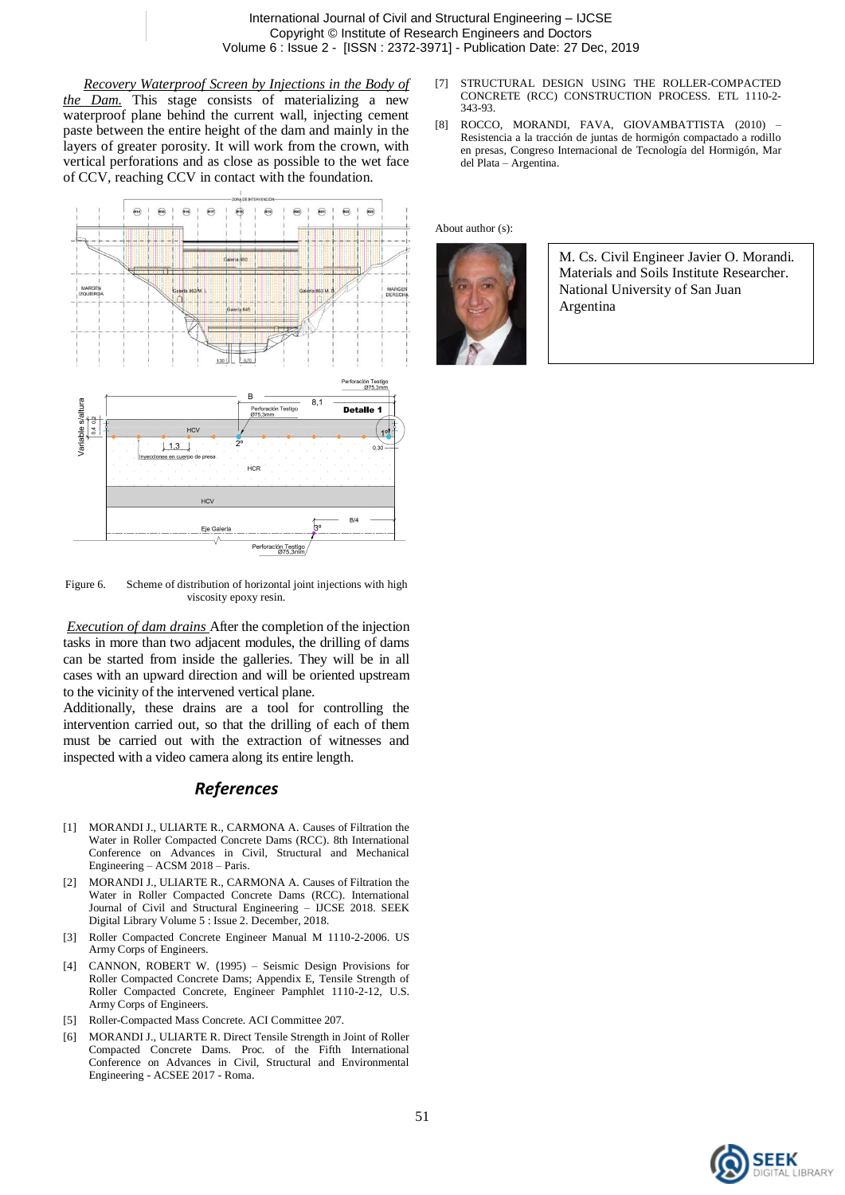*Recovery Waterproof Screen by Injections in the Body of the Dam.* This stage consists of materializing a new waterproof plane behind the current wall, injecting cement paste between the entire height of the dam and mainly in the layers of greater porosity. It will work from the crown, with vertical perforations and as close as possible to the wet face of CCV, reaching CCV in contact with the foundation.

Figure 6. Scheme of distribution of horizontal joint injections with high viscosity epoxy resin.

*Execution of dam drains* After the completion of the injection tasks in more than two adjacent modules, the drilling of dams can be started from inside the galleries. They will be in all cases with an upward direction and will be oriented upstream to the vicinity of the intervened vertical plane.

Additionally, these drains are a tool for controlling the intervention carried out, so that the drilling of each of them must be carried out with the extraction of witnesses and inspected with a video camera along its entire length.

## References

[1] MORANDI J., ULIARTE R., CARMONA A. Causes of Filtration the Water in Roller Compacted Concrete Dams (RCC). 8th International Conference on Advances in Civil, Structural and Mechanical Engineering – ACSM 2018 – Paris.

[2] MORANDI J., ULIARTE R., CARMONA A. Causes of Filtration the Water in Roller Compacted Concrete Dams (RCC). International Journal of Civil and Structural Engineering – IJCSE 2018. SEEK Digital Library Volume 5 : Issue 2. December, 2018.

[3] Roller Compacted Concrete Engineer Manual M 1110-2-2006. US Army Corps of Engineers.

[4] CANNON, ROBERT W. (1995) – Seismic Design Provisions for Roller Compacted Concrete Dams; Appendix E, Tensile Strength of Roller Compacted Concrete, Engineer Pamphlet 1110-2-12, U.S. Army Corps of Engineers.

[5] Roller-Compacted Mass Concrete. ACI Committee 207.

[6] MORANDI J., ULIARTE R. Direct Tensile Strength in Joint of Roller Compacted Concrete Dams. Proc. of the Fifth International Conference on Advances in Civil, Structural and Environmental Engineering - ACSEE 2017 - Roma.

[7] STRUCTURAL DESIGN USING THE ROLLER-COMPACTED CONCRETE (RCC) CONSTRUCTION PROCESS. ETL 1110-2-343-93.

[8] ROCCO, MORANDI, FAVA, GIOVAMBATTISTA (2010) – Resistencia a la tracción de juntas de hormigón compactado a rodillo en presas, Congreso Internacional de Tecnología del Hormigón, Mar del Plata – Argentina.

About author (s):

M. Cs. Civil Engineer Javier O. Morandi.
Materials and Soils Institute Researcher.
National University of San Juan
Argentina